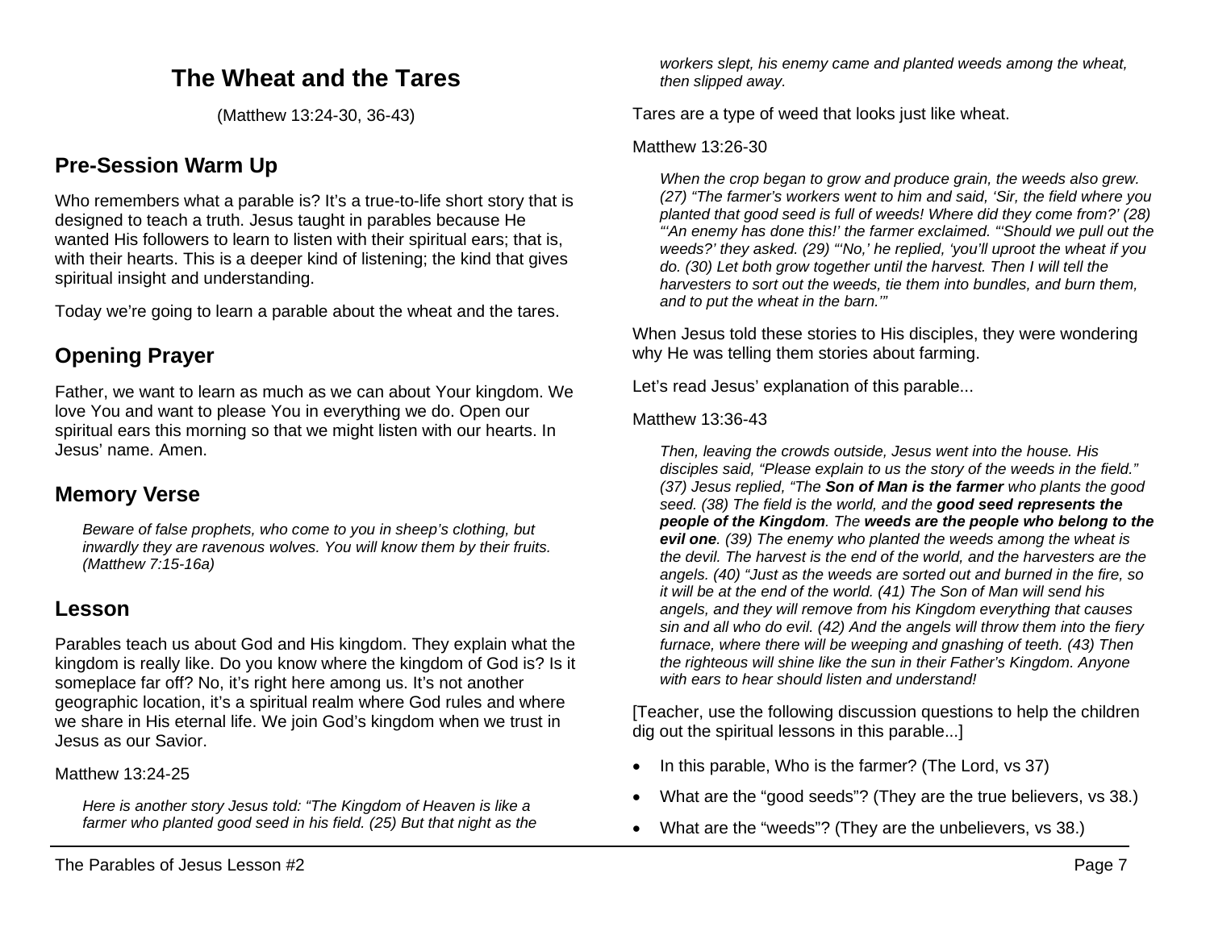# The Wheat and the Tares

(Matthew 13:24-30, 36-43)

## Pre-Session Warm Up

Who remembers what a parable is? It's a true-to-life short story that is designed to teach a truth. Jesus taught in parables because He wanted His followers to learn to listen with their spiritual ears; that is, with their hearts. This is a deeper kind of listening; the kind that gives spiritual insight and understanding.

Today we're going to learn a parable about the wheat and the tares.

## Opening Prayer

Father, we want to learn as much as we can about Your kingdom. We love You and want to please You in everything we do. Open our spiritual ears this morning so that we might listen with our hearts. In Jesus' name. Amen.

## Memory Verse

> *Beware of false prophets, who come to you in sheep's clothing, but inwardly they are ravenous wolves. You will know them by their fruits. (Matthew 7:15-16a)*

## Lesson

Parables teach us about God and His kingdom. They explain what the kingdom is really like. Do you know where the kingdom of God is? Is it someplace far off? No, it's right here among us. It's not another geographic location, it's a spiritual realm where God rules and where we share in His eternal life. We join God's kingdom when we trust in Jesus as our Savior.

Matthew 13:24-25

> *Here is another story Jesus told: "The Kingdom of Heaven is like a farmer who planted good seed in his field. (25) But that night as the workers slept, his enemy came and planted weeds among the wheat, then slipped away.*

Tares are a type of weed that looks just like wheat.

Matthew 13:26-30

> *When the crop began to grow and produce grain, the weeds also grew. (27) "The farmer's workers went to him and said, 'Sir, the field where you planted that good seed is full of weeds! Where did they come from?' (28) "'An enemy has done this!' the farmer exclaimed. "'Should we pull out the weeds?' they asked. (29) "'No,' he replied, 'you'll uproot the wheat if you do. (30) Let both grow together until the harvest. Then I will tell the harvesters to sort out the weeds, tie them into bundles, and burn them, and to put the wheat in the barn.'"*

When Jesus told these stories to His disciples, they were wondering why He was telling them stories about farming.

Let's read Jesus' explanation of this parable...

Matthew 13:36-43

> *Then, leaving the crowds outside, Jesus went into the house. His disciples said, "Please explain to us the story of the weeds in the field." (37) Jesus replied, "The **Son of Man is the farmer** who plants the good seed. (38) The field is the world, and the **good seed represents the people of the Kingdom**. The **weeds are the people who belong to the evil one**. (39) The enemy who planted the weeds among the wheat is the devil. The harvest is the end of the world, and the harvesters are the angels. (40) "Just as the weeds are sorted out and burned in the fire, so it will be at the end of the world. (41) The Son of Man will send his angels, and they will remove from his Kingdom everything that causes sin and all who do evil. (42) And the angels will throw them into the fiery furnace, where there will be weeping and gnashing of teeth. (43) Then the righteous will shine like the sun in their Father's Kingdom. Anyone with ears to hear should listen and understand!*

[Teacher, use the following discussion questions to help the children dig out the spiritual lessons in this parable...]

- In this parable, Who is the farmer? (The Lord, vs 37)
- What are the "good seeds"? (They are the true believers, vs 38.)
- What are the "weeds"? (They are the unbelievers, vs 38.)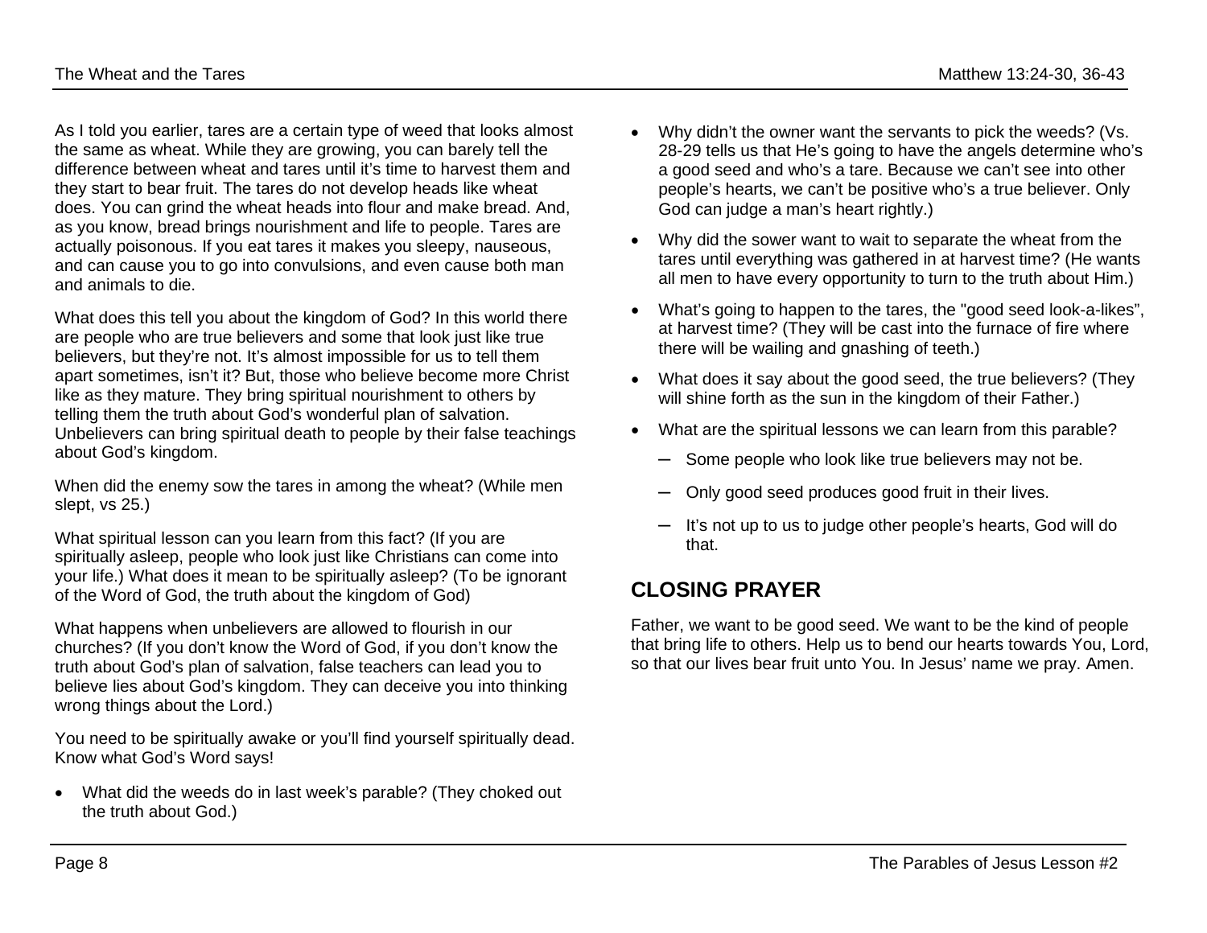As I told you earlier, tares are a certain type of weed that looks almost the same as wheat. While they are growing, you can barely tell the difference between wheat and tares until it's time to harvest them and they start to bear fruit. The tares do not develop heads like wheat does. You can grind the wheat heads into flour and make bread. And, as you know, bread brings nourishment and life to people. Tares are actually poisonous. If you eat tares it makes you sleepy, nauseous, and can cause you to go into convulsions, and even cause both man and animals to die.

What does this tell you about the kingdom of God? In this world there are people who are true believers and some that look just like true believers, but they're not. It's almost impossible for us to tell them apart sometimes, isn't it? But, those who believe become more Christ like as they mature. They bring spiritual nourishment to others by telling them the truth about God's wonderful plan of salvation. Unbelievers can bring spiritual death to people by their false teachings about God's kingdom.

When did the enemy sow the tares in among the wheat? (While men slept, vs 25.)

What spiritual lesson can you learn from this fact? (If you are spiritually asleep, people who look just like Christians can come into your life.) What does it mean to be spiritually asleep? (To be ignorant of the Word of God, the truth about the kingdom of God)

What happens when unbelievers are allowed to flourish in our churches? (If you don't know the Word of God, if you don't know the truth about God's plan of salvation, false teachers can lead you to believe lies about God's kingdom. They can deceive you into thinking wrong things about the Lord.)

You need to be spiritually awake or you'll find yourself spiritually dead. Know what God's Word says!

- What did the weeds do in last week's parable? (They choked out the truth about God.)
- Why didn't the owner want the servants to pick the weeds? (Vs. 28-29 tells us that He's going to have the angels determine who's a good seed and who's a tare. Because we can't see into other people's hearts, we can't be positive who's a true believer. Only God can judge a man's heart rightly.)
- Why did the sower want to wait to separate the wheat from the tares until everything was gathered in at harvest time? (He wants all men to have every opportunity to turn to the truth about Him.)
- What's going to happen to the tares, the "good seed look-a-likes", at harvest time? (They will be cast into the furnace of fire where there will be wailing and gnashing of teeth.)
- What does it say about the good seed, the true believers? (They will shine forth as the sun in the kingdom of their Father.)
- What are the spiritual lessons we can learn from this parable?
  - Some people who look like true believers may not be.
  - Only good seed produces good fruit in their lives.
  - It's not up to us to judge other people's hearts, God will do that.

## CLOSING PRAYER

Father, we want to be good seed. We want to be the kind of people that bring life to others. Help us to bend our hearts towards You, Lord, so that our lives bear fruit unto You. In Jesus' name we pray. Amen.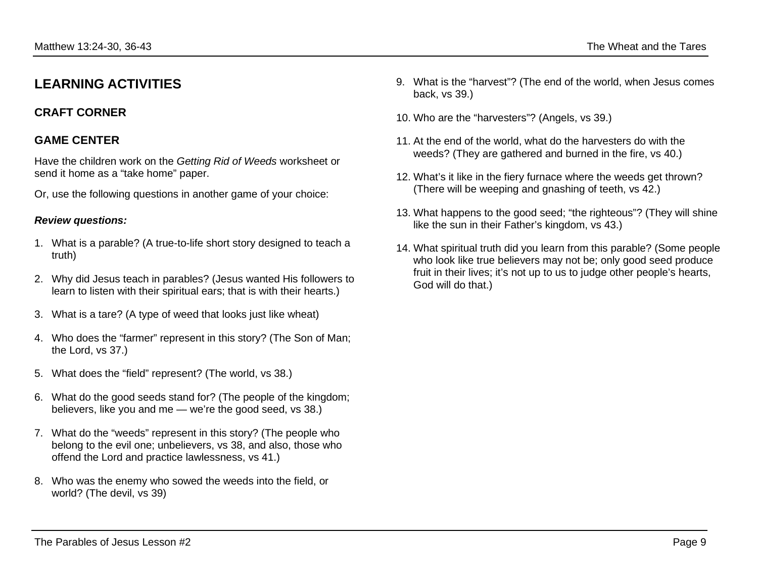## LEARNING ACTIVITIES

### CRAFT CORNER

### GAME CENTER

Have the children work on the *Getting Rid of Weeds* worksheet or send it home as a "take home" paper.

Or, use the following questions in another game of your choice:

***Review questions:***

1. What is a parable? (A true-to-life short story designed to teach a truth)

2. Why did Jesus teach in parables? (Jesus wanted His followers to learn to listen with their spiritual ears; that is with their hearts.)

3. What is a tare? (A type of weed that looks just like wheat)

4. Who does the "farmer" represent in this story? (The Son of Man; the Lord, vs 37.)

5. What does the "field" represent? (The world, vs 38.)

6. What do the good seeds stand for? (The people of the kingdom; believers, like you and me — we're the good seed, vs 38.)

7. What do the "weeds" represent in this story? (The people who belong to the evil one; unbelievers, vs 38, and also, those who offend the Lord and practice lawlessness, vs 41.)

8. Who was the enemy who sowed the weeds into the field, or world? (The devil, vs 39)

9. What is the "harvest"? (The end of the world, when Jesus comes back, vs 39.)

10. Who are the "harvesters"? (Angels, vs 39.)

11. At the end of the world, what do the harvesters do with the weeds? (They are gathered and burned in the fire, vs 40.)

12. What's it like in the fiery furnace where the weeds get thrown? (There will be weeping and gnashing of teeth, vs 42.)

13. What happens to the good seed; "the righteous"? (They will shine like the sun in their Father's kingdom, vs 43.)

14. What spiritual truth did you learn from this parable? (Some people who look like true believers may not be; only good seed produce fruit in their lives; it's not up to us to judge other people's hearts, God will do that.)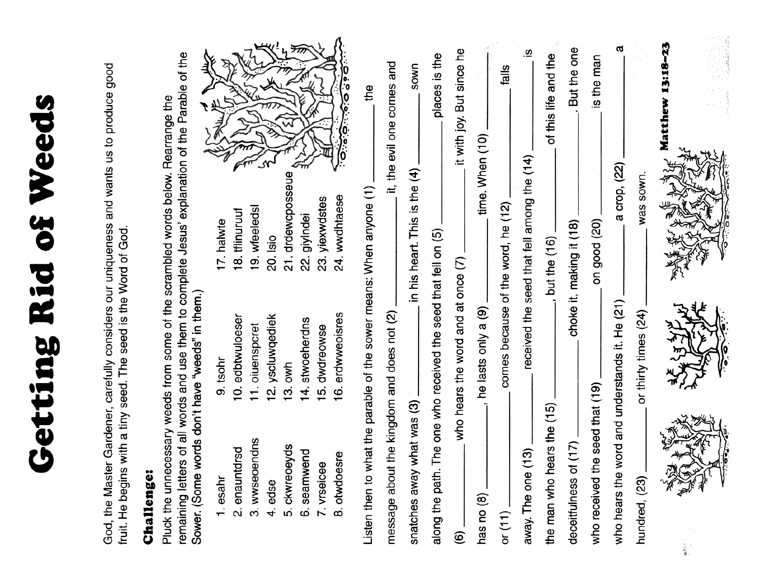# Getting Rid of Weeds

God, the Master Gardener, carefully considers our uniqueness and wants us to produce good fruit. He begins with a tiny seed. The seed is the Word of God.

**Challenge:**

Pluck the unnecessary weeds from some of the scrambled words below. Rearrange the remaining letters of all words and use them to complete Jesus' explanation of the Parable of the Sower. (Some words don't have "weeds" in them.)

| | | |
|---|---|---|
| 1. esahr | 9. tsohr | 17. halwte |
| 2. enauntdrsd | 10. edbtwuloeser | 18. tflinuruuf |
| 3. wwseoendns | 11. oiuenspcret | 19. wfeeledsl |
| 4. edse | 12. yscluwqediek | 20. lsio |
| 5. ckwreoeyds | 13. owh | 21. drdewcposseue |
| 6. seamwend | 14. stwoeherdns | 22. giylndei |
| 7. vrseicee | 15. dwdreowse | 23. yiexwdstes |
| 8. otwdoesre | 16. erdwwweoisres | 24. wwdhtaese |

Listen then to what the parable of the sower means: When anyone (1) __________ the message about the kingdom and does not (2) __________ it, the evil one comes and snatches away what was (3) __________ in his heart. This is the (4) __________ sown along the path. The one who received the seed that fell on (5) __________ places is the (6) __________ who hears the word and at once (7) __________ it with joy. But since he has no (8) __________, he lasts only a (9) __________ time. When (10) __________ or (11) __________ comes because of the word, he (12) __________ falls away. The one (13) __________ received the seed that fell among the (14) __________ is the man who hears the (15) __________, but the (16) __________ of this life and the deceitfulness of (17) __________ choke it, making it (18) __________. But the one who received the seed that (19) __________ on good (20) __________ is the man who hears the word and understands it. He (21) __________ a crop, (22) __________ a hundred, (23) __________ or thirty times (24) __________ was sown.

**Matthew 13:18–23**